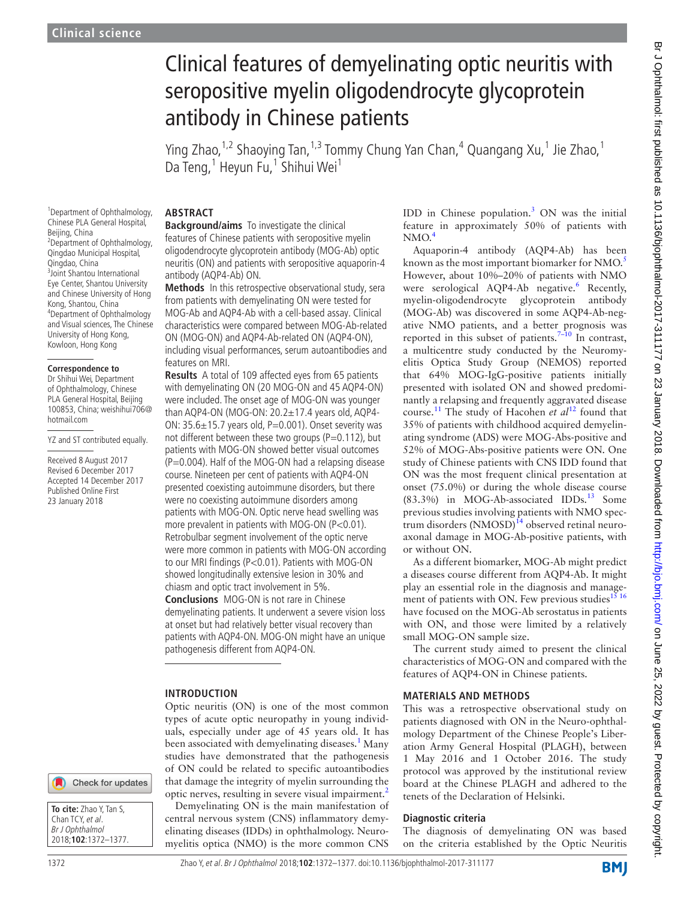Clinical science

# Clinical features of demyelinating optic neuritis with seropositive myelin oligodendrocyte glycoprotein antibody in Chinese patients

Ying Zhao,[1,2] Shaoying Tan,[1,3] Tommy Chung Yan Chan,[4] Quangang Xu,[1] Jie Zhao,[1] Da Teng,[1] Heyun Fu,[1] Shihui Wei[1]

[1]Department of Ophthalmology, Chinese PLA General Hospital, Beijing, China
[2]Department of Ophthalmology, Qingdao Municipal Hospital, Qingdao, China
[3]Joint Shantou International Eye Center, Shantou University and Chinese University of Hong Kong, Shantou, China
[4]Department of Ophthalmology and Visual sciences, The Chinese University of Hong Kong, Kowloon, Hong Kong

**Correspondence to**
Dr Shihui Wei, Department of Ophthalmology, Chinese PLA General Hospital, Beijing 100853, China; weishihui706@hotmail.com

YZ and ST contributed equally.

Received 8 August 2017
Revised 6 December 2017
Accepted 14 December 2017
Published Online First 23 January 2018

**To cite:** Zhao Y, Tan S, Chan TCY, *et al*. *Br J Ophthalmol* 2018;**102**:1372–1377.

## ABSTRACT

**Background/aims** To investigate the clinical features of Chinese patients with seropositive myelin oligodendrocyte glycoprotein antibody (MOG-Ab) optic neuritis (ON) and patients with seropositive aquaporin-4 antibody (AQP4-Ab) ON.

**Methods** In this retrospective observational study, sera from patients with demyelinating ON were tested for MOG-Ab and AQP4-Ab with a cell-based assay. Clinical characteristics were compared between MOG-Ab-related ON (MOG-ON) and AQP4-Ab-related ON (AQP4-ON), including visual performances, serum autoantibodies and features on MRI.

**Results** A total of 109 affected eyes from 65 patients with demyelinating ON (20 MOG-ON and 45 AQP4-ON) were included. The onset age of MOG-ON was younger than AQP4-ON (MOG-ON: 20.2±17.4 years old, AQP4-ON: 35.6±15.7 years old, P=0.001). Onset severity was not different between these two groups (P=0.112), but patients with MOG-ON showed better visual outcomes (P=0.004). Half of the MOG-ON had a relapsing disease course. Nineteen per cent of patients with AQP4-ON presented coexisting autoimmune disorders, but there were no coexisting autoimmune disorders among patients with MOG-ON. Optic nerve head swelling was more prevalent in patients with MOG-ON (P<0.01). Retrobulbar segment involvement of the optic nerve were more common in patients with MOG-ON according to our MRI findings (P<0.01). Patients with MOG-ON showed longitudinally extensive lesion in 30% and chiasm and optic tract involvement in 5%.

**Conclusions** MOG-ON is not rare in Chinese demyelinating patients. It underwent a severe vision loss at onset but had relatively better visual recovery than patients with AQP4-ON. MOG-ON might have an unique pathogenesis different from AQP4-ON.

## INTRODUCTION

Optic neuritis (ON) is one of the most common types of acute optic neuropathy in young individuals, especially under age of 45 years old. It has been associated with demyelinating diseases.[1] Many studies have demonstrated that the pathogenesis of ON could be related to specific autoantibodies that damage the integrity of myelin surrounding the optic nerves, resulting in severe visual impairment.[2]

Demyelinating ON is the main manifestation of central nervous system (CNS) inflammatory demyelinating diseases (IDDs) in ophthalmology. Neuromyelitis optica (NMO) is the more common CNS IDD in Chinese population.[3] ON was the initial feature in approximately 50% of patients with NMO.[4]

Aquaporin-4 antibody (AQP4-Ab) has been known as the most important biomarker for NMO.[5] However, about 10%–20% of patients with NMO were serological AQP4-Ab negative.[6] Recently, myelin-oligodendrocyte glycoprotein antibody (MOG-Ab) was discovered in some AQP4-Ab-negative NMO patients, and a better prognosis was reported in this subset of patients.[7–10] In contrast, a multicentre study conducted by the Neuromyelitis Optica Study Group (NEMOS) reported that 64% MOG-IgG-positive patients initially presented with isolated ON and showed predominantly a relapsing and frequently aggravated disease course.[11] The study of Hacohen *et al*[12] found that 35% of patients with childhood acquired demyelinating syndrome (ADS) were MOG-Abs-positive and 52% of MOG-Abs-positive patients were ON. One study of Chinese patients with CNS IDD found that ON was the most frequent clinical presentation at onset (75.0%) or during the whole disease course (83.3%) in MOG-Ab-associated IDDs.[13] Some previous studies involving patients with NMO spectrum disorders (NMOSD)[14] observed retinal neuroaxonal damage in MOG-Ab-positive patients, with or without ON.

As a different biomarker, MOG-Ab might predict a diseases course different from AQP4-Ab. It might play an essential role in the diagnosis and management of patients with ON. Few previous studies[15 16] have focused on the MOG-Ab serostatus in patients with ON, and those were limited by a relatively small MOG-ON sample size.

The current study aimed to present the clinical characteristics of MOG-ON and compared with the features of AQP4-ON in Chinese patients.

## MATERIALS AND METHODS

This was a retrospective observational study on patients diagnosed with ON in the Neuro-ophthalmology Department of the Chinese People's Liberation Army General Hospital (PLAGH), between 1 May 2016 and 1 October 2016. The study protocol was approved by the institutional review board at the Chinese PLAGH and adhered to the tenets of the Declaration of Helsinki.

### Diagnostic criteria

The diagnosis of demyelinating ON was based on the criteria established by the Optic Neuritis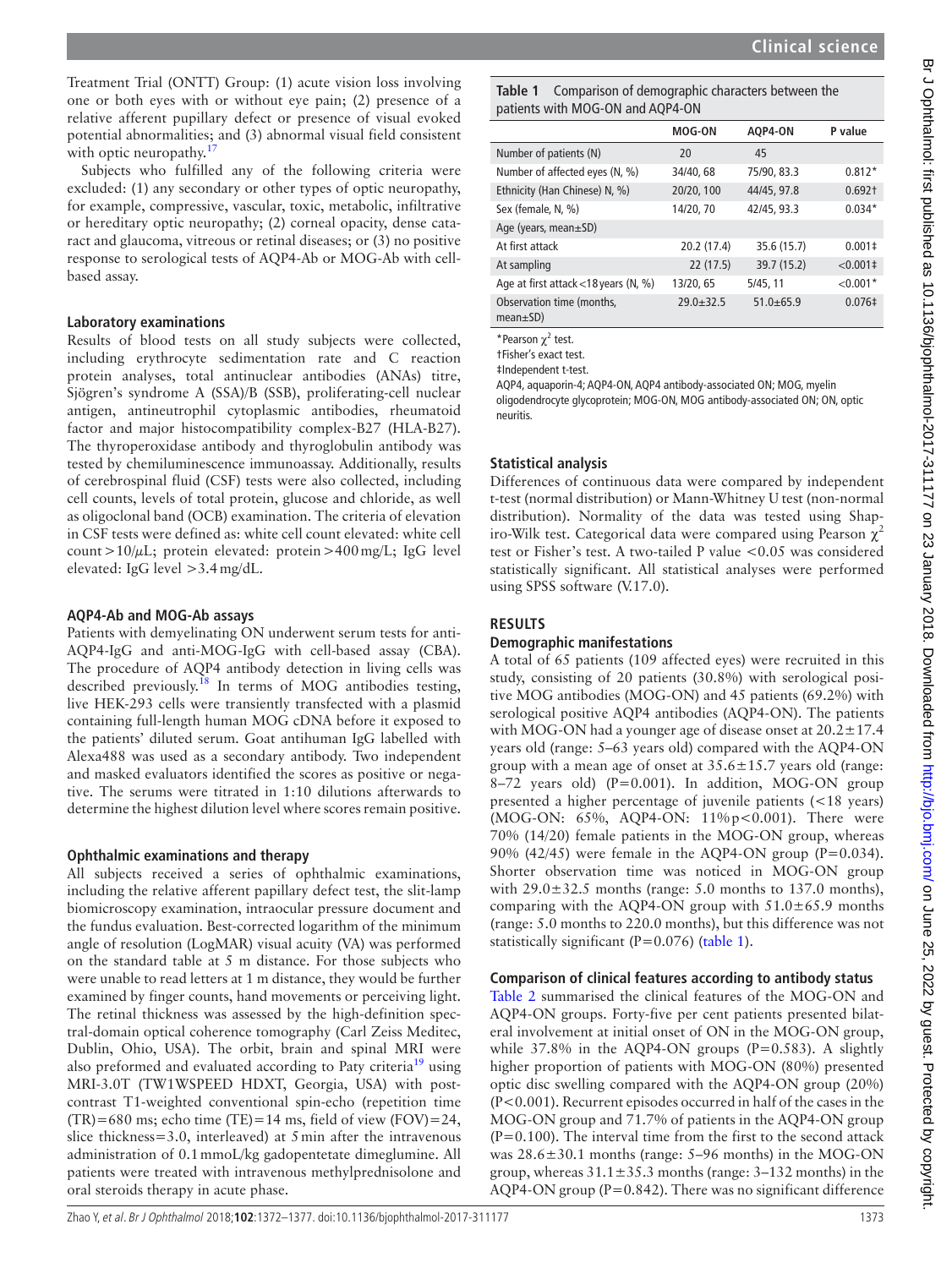Treatment Trial (ONTT) Group: (1) acute vision loss involving one or both eyes with or without eye pain; (2) presence of a relative afferent pupillary defect or presence of visual evoked potential abnormalities; and (3) abnormal visual field consistent with optic neuropathy.[17]

Subjects who fulfilled any of the following criteria were excluded: (1) any secondary or other types of optic neuropathy, for example, compressive, vascular, toxic, metabolic, infiltrative or hereditary optic neuropathy; (2) corneal opacity, dense cataract and glaucoma, vitreous or retinal diseases; or (3) no positive response to serological tests of AQP4-Ab or MOG-Ab with cell-based assay.

### Laboratory examinations

Results of blood tests on all study subjects were collected, including erythrocyte sedimentation rate and C reaction protein analyses, total antinuclear antibodies (ANAs) titre, Sjögren's syndrome A (SSA)/B (SSB), proliferating-cell nuclear antigen, antineutrophil cytoplasmic antibodies, rheumatoid factor and major histocompatibility complex-B27 (HLA-B27). The thyroperoxidase antibody and thyroglobulin antibody was tested by chemiluminescence immunoassay. Additionally, results of cerebrospinal fluid (CSF) tests were also collected, including cell counts, levels of total protein, glucose and chloride, as well as oligoclonal band (OCB) examination. The criteria of elevation in CSF tests were defined as: white cell count elevated: white cell count >10/μL; protein elevated: protein >400 mg/L; IgG level elevated: IgG level >3.4 mg/dL.

### AQP4-Ab and MOG-Ab assays

Patients with demyelinating ON underwent serum tests for anti-AQP4-IgG and anti-MOG-IgG with cell-based assay (CBA). The procedure of AQP4 antibody detection in living cells was described previously.[18] In terms of MOG antibodies testing, live HEK-293 cells were transiently transfected with a plasmid containing full-length human MOG cDNA before it exposed to the patients' diluted serum. Goat antihuman IgG labelled with Alexa488 was used as a secondary antibody. Two independent and masked evaluators identified the scores as positive or negative. The serums were titrated in 1:10 dilutions afterwards to determine the highest dilution level where scores remain positive.

### Ophthalmic examinations and therapy

All subjects received a series of ophthalmic examinations, including the relative afferent papillary defect test, the slit-lamp biomicroscopy examination, intraocular pressure document and the fundus evaluation. Best-corrected logarithm of the minimum angle of resolution (LogMAR) visual acuity (VA) was performed on the standard table at 5 m distance. For those subjects who were unable to read letters at 1 m distance, they would be further examined by finger counts, hand movements or perceiving light. The retinal thickness was assessed by the high-definition spectral-domain optical coherence tomography (Carl Zeiss Meditec, Dublin, Ohio, USA). The orbit, brain and spinal MRI were also preformed and evaluated according to Paty criteria[19] using MRI-3.0T (TW1WSPEED HDXT, Georgia, USA) with post-contrast T1-weighted conventional spin-echo (repetition time (TR)=680 ms; echo time (TE)=14 ms, field of view (FOV)=24, slice thickness=3.0, interleaved) at 5 min after the intravenous administration of 0.1 mmoL/kg gadopentetate dimeglumine. All patients were treated with intravenous methylprednisolone and oral steroids therapy in acute phase.

**Table 1** Comparison of demographic characters between the patients with MOG-ON and AQP4-ON

| | MOG-ON | AQP4-ON | P value |
|---|---|---|---|
| Number of patients (N) | 20 | 45 | |
| Number of affected eyes (N, %) | 34/40, 68 | 75/90, 83.3 | 0.812* |
| Ethnicity (Han Chinese) N, %) | 20/20, 100 | 44/45, 97.8 | 0.692† |
| Sex (female, N, %) | 14/20, 70 | 42/45, 93.3 | 0.034* |
| Age (years, mean±SD) | | | |
| At first attack | 20.2 (17.4) | 35.6 (15.7) | 0.001‡ |
| At sampling | 22 (17.5) | 39.7 (15.2) | <0.001‡ |
| Age at first attack <18 years (N, %) | 13/20, 65 | 5/45, 11 | <0.001* |
| Observation time (months, mean±SD) | 29.0±32.5 | 51.0±65.9 | 0.076‡ |

*Pearson $\chi^2$ test.

†Fisher's exact test.

‡Independent t-test.

AQP4, aquaporin-4; AQP4-ON, AQP4 antibody-associated ON; MOG, myelin oligodendrocyte glycoprotein; MOG-ON, MOG antibody-associated ON; ON, optic neuritis.

### Statistical analysis

Differences of continuous data were compared by independent t-test (normal distribution) or Mann-Whitney U test (non-normal distribution). Normality of the data was tested using Shapiro-Wilk test. Categorical data were compared using Pearson $\chi^2$ test or Fisher's test. A two-tailed P value <0.05 was considered statistically significant. All statistical analyses were performed using SPSS software (V.17.0).

## RESULTS

### Demographic manifestations

A total of 65 patients (109 affected eyes) were recruited in this study, consisting of 20 patients (30.8%) with serological positive MOG antibodies (MOG-ON) and 45 patients (69.2%) with serological positive AQP4 antibodies (AQP4-ON). The patients with MOG-ON had a younger age of disease onset at 20.2±17.4 years old (range: 5–63 years old) compared with the AQP4-ON group with a mean age of onset at 35.6±15.7 years old (range: 8–72 years old) (P=0.001). In addition, MOG-ON group presented a higher percentage of juvenile patients (<18 years) (MOG-ON: 65%, AQP4-ON: 11% p<0.001). There were 70% (14/20) female patients in the MOG-ON group, whereas 90% (42/45) were female in the AQP4-ON group (P=0.034). Shorter observation time was noticed in MOG-ON group with 29.0±32.5 months (range: 5.0 months to 137.0 months), comparing with the AQP4-ON group with 51.0±65.9 months (range: 5.0 months to 220.0 months), but this difference was not statistically significant (P=0.076) (table 1).

### Comparison of clinical features according to antibody status

Table 2 summarised the clinical features of the MOG-ON and AQP4-ON groups. Forty-five per cent patients presented bilateral involvement at initial onset of ON in the MOG-ON group, while 37.8% in the AQP4-ON groups (P=0.583). A slightly higher proportion of patients with MOG-ON (80%) presented optic disc swelling compared with the AQP4-ON group (20%) (P<0.001). Recurrent episodes occurred in half of the cases in the MOG-ON group and 71.7% of patients in the AQP4-ON group (P=0.100). The interval time from the first to the second attack was 28.6±30.1 months (range: 5–96 months) in the MOG-ON group, whereas 31.1±35.3 months (range: 3–132 months) in the AQP4-ON group (P=0.842). There was no significant difference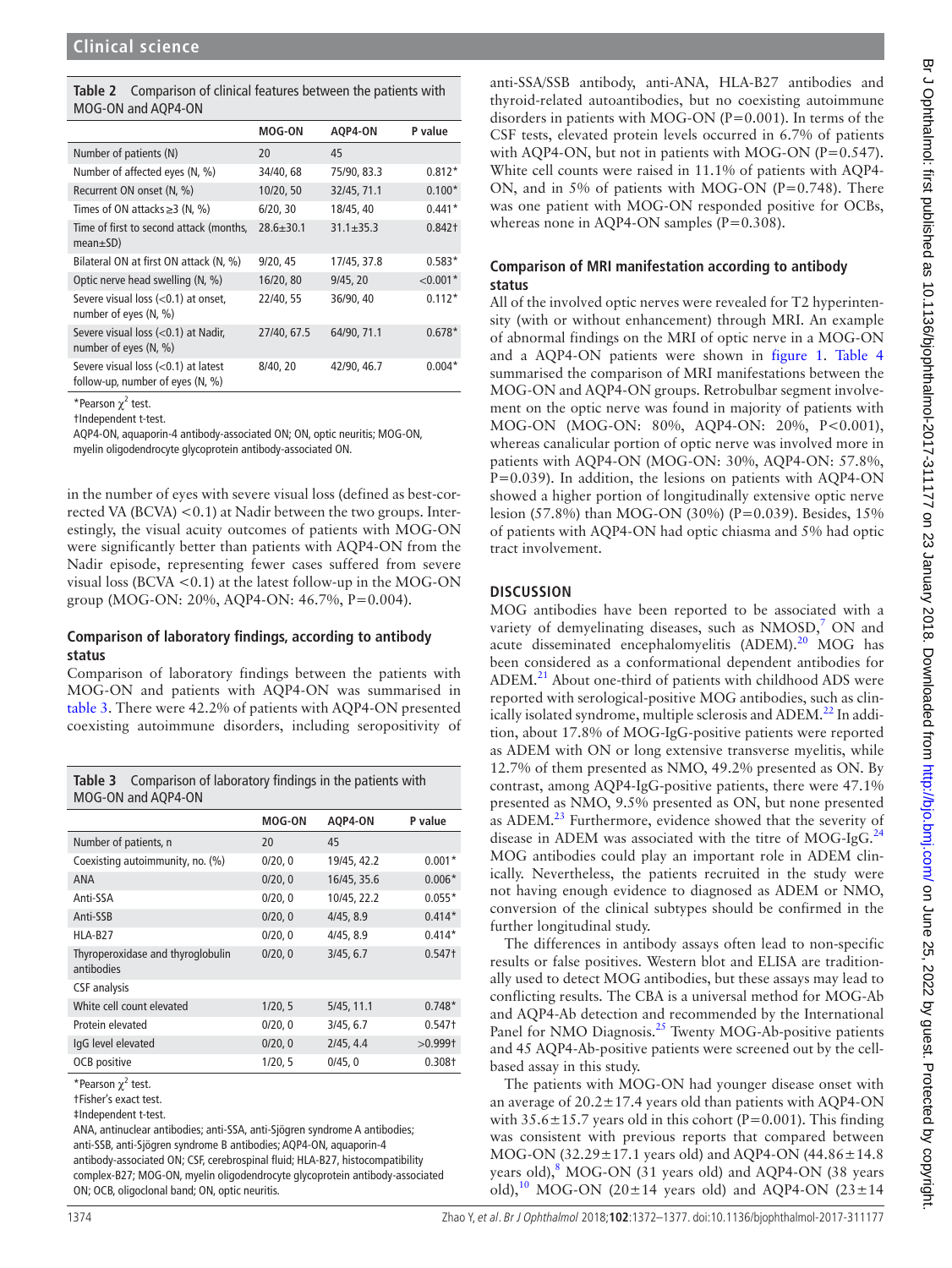**Table 2** Comparison of clinical features between the patients with MOG-ON and AQP4-ON

| | MOG-ON | AQP4-ON | P value |
|---|---|---|---|
| Number of patients (N) | 20 | 45 | |
| Number of affected eyes (N, %) | 34/40, 68 | 75/90, 83.3 | 0.812* |
| Recurrent ON onset (N, %) | 10/20, 50 | 32/45, 71.1 | 0.100* |
| Times of ON attacks ≥3 (N, %) | 6/20, 30 | 18/45, 40 | 0.441* |
| Time of first to second attack (months, mean±SD) | 28.6±30.1 | 31.1±35.3 | 0.842† |
| Bilateral ON at first ON attack (N, %) | 9/20, 45 | 17/45, 37.8 | 0.583* |
| Optic nerve head swelling (N, %) | 16/20, 80 | 9/45, 20 | <0.001* |
| Severe visual loss (<0.1) at onset, number of eyes (N, %) | 22/40, 55 | 36/90, 40 | 0.112* |
| Severe visual loss (<0.1) at Nadir, number of eyes (N, %) | 27/40, 67.5 | 64/90, 71.1 | 0.678* |
| Severe visual loss (<0.1) at latest follow-up, number of eyes (N, %) | 8/40, 20 | 42/90, 46.7 | 0.004* |

*Pearson $\chi^2$ test.
†Independent t-test.
AQP4-ON, aquaporin-4 antibody-associated ON; ON, optic neuritis; MOG-ON, myelin oligodendrocyte glycoprotein antibody-associated ON.

in the number of eyes with severe visual loss (defined as best-corrected VA (BCVA) <0.1) at Nadir between the two groups. Interestingly, the visual acuity outcomes of patients with MOG-ON were significantly better than patients with AQP4-ON from the Nadir episode, representing fewer cases suffered from severe visual loss (BCVA <0.1) at the latest follow-up in the MOG-ON group (MOG-ON: 20%, AQP4-ON: 46.7%, P=0.004).

### Comparison of laboratory findings, according to antibody status

Comparison of laboratory findings between the patients with MOG-ON and patients with AQP4-ON was summarised in table 3. There were 42.2% of patients with AQP4-ON presented coexisting autoimmune disorders, including seropositivity of anti-SSA/SSB antibody, anti-ANA, HLA-B27 antibodies and thyroid-related autoantibodies, but no coexisting autoimmune disorders in patients with MOG-ON (P=0.001). In terms of the CSF tests, elevated protein levels occurred in 6.7% of patients with AQP4-ON, but not in patients with MOG-ON (P=0.547). White cell counts were raised in 11.1% of patients with AQP4-ON, and in 5% of patients with MOG-ON (P=0.748). There was one patient with MOG-ON responded positive for OCBs, whereas none in AQP4-ON samples (P=0.308).

**Table 3** Comparison of laboratory findings in the patients with MOG-ON and AQP4-ON

| | MOG-ON | AQP4-ON | P value |
|---|---|---|---|
| Number of patients, n | 20 | 45 | |
| Coexisting autoimmunity, no. (%) | 0/20, 0 | 19/45, 42.2 | 0.001* |
| ANA | 0/20, 0 | 16/45, 35.6 | 0.006* |
| Anti-SSA | 0/20, 0 | 10/45, 22.2 | 0.055* |
| Anti-SSB | 0/20, 0 | 4/45, 8.9 | 0.414* |
| HLA-B27 | 0/20, 0 | 4/45, 8.9 | 0.414* |
| Thyroperoxidase and thyroglobulin antibodies | 0/20, 0 | 3/45, 6.7 | 0.547† |
| CSF analysis | | | |
| White cell count elevated | 1/20, 5 | 5/45, 11.1 | 0.748* |
| Protein elevated | 0/20, 0 | 3/45, 6.7 | 0.547† |
| IgG level elevated | 0/20, 0 | 2/45, 4.4 | >0.999† |
| OCB positive | 1/20, 5 | 0/45, 0 | 0.308† |

*Pearson $\chi^2$ test.
†Fisher's exact test.
‡Independent t-test.
ANA, antinuclear antibodies; anti-SSA, anti-Sjögren syndrome A antibodies; anti-SSB, anti-Sjögren syndrome B antibodies; AQP4-ON, aquaporin-4 antibody-associated ON; CSF, cerebrospinal fluid; HLA-B27, histocompatibility complex-B27; MOG-ON, myelin oligodendrocyte glycoprotein antibody-associated ON; OCB, oligoclonal band; ON, optic neuritis.

### Comparison of MRI manifestation according to antibody status

All of the involved optic nerves were revealed for T2 hyperintensity (with or without enhancement) through MRI. An example of abnormal findings on the MRI of optic nerve in a MOG-ON and a AQP4-ON patients were shown in figure 1. Table 4 summarised the comparison of MRI manifestations between the MOG-ON and AQP4-ON groups. Retrobulbar segment involvement on the optic nerve was found in majority of patients with MOG-ON (MOG-ON: 80%, AQP4-ON: 20%, P<0.001), whereas canalicular portion of optic nerve was involved more in patients with AQP4-ON (MOG-ON: 30%, AQP4-ON: 57.8%, P=0.039). In addition, the lesions on patients with AQP4-ON showed a higher portion of longitudinally extensive optic nerve lesion (57.8%) than MOG-ON (30%) (P=0.039). Besides, 15% of patients with AQP4-ON had optic chiasma and 5% had optic tract involvement.

## DISCUSSION

MOG antibodies have been reported to be associated with a variety of demyelinating diseases, such as NMOSD,[7] ON and acute disseminated encephalomyelitis (ADEM).[20] MOG has been considered as a conformational dependent antibodies for ADEM.[21] About one-third of patients with childhood ADS were reported with serological-positive MOG antibodies, such as clinically isolated syndrome, multiple sclerosis and ADEM.[22] In addition, about 17.8% of MOG-IgG-positive patients were reported as ADEM with ON or long extensive transverse myelitis, while 12.7% of them presented as NMO, 49.2% presented as ON. By contrast, among AQP4-IgG-positive patients, there were 47.1% presented as NMO, 9.5% presented as ON, but none presented as ADEM.[23] Furthermore, evidence showed that the severity of disease in ADEM was associated with the titre of MOG-IgG.[24] MOG antibodies could play an important role in ADEM clinically. Nevertheless, the patients recruited in the study were not having enough evidence to diagnosed as ADEM or NMO, conversion of the clinical subtypes should be confirmed in the further longitudinal study.

The differences in antibody assays often lead to non-specific results or false positives. Western blot and ELISA are traditionally used to detect MOG antibodies, but these assays may lead to conflicting results. The CBA is a universal method for MOG-Ab and AQP4-Ab detection and recommended by the International Panel for NMO Diagnosis.[25] Twenty MOG-Ab-positive patients and 45 AQP4-Ab-positive patients were screened out by the cell-based assay in this study.

The patients with MOG-ON had younger disease onset with an average of 20.2±17.4 years old than patients with AQP4-ON with 35.6±15.7 years old in this cohort (P=0.001). This finding was consistent with previous reports that compared between MOG-ON (32.29±17.1 years old) and AQP4-ON (44.86±14.8 years old),[8] MOG-ON (31 years old) and AQP4-ON (38 years old),[10] MOG-ON (20±14 years old) and AQP4-ON (23±14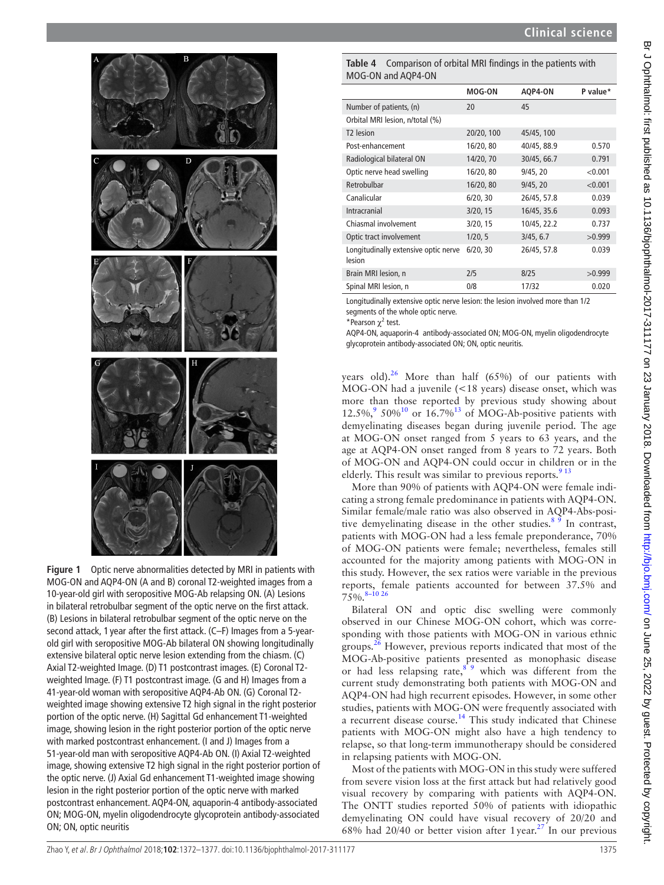Figure 1 Optic nerve abnormalities detected by MRI in patients with MOG-ON and AQP4-ON (A and B) coronal T2-weighted images from a 10-year-old girl with seropositive MOG-Ab relapsing ON. (A) Lesions in bilateral retrobulbar segment of the optic nerve on the first attack. (B) Lesions in bilateral retrobulbar segment of the optic nerve on the second attack, 1 year after the first attack. (C–F) Images from a 5-year-old girl with seropositive MOG-Ab bilateral ON showing longitudinally extensive bilateral optic nerve lesion extending from the chiasm. (C) Axial T2-weighted Image. (D) T1 postcontrast images. (E) Coronal T2-weighted Image. (F) T1 postcontrast image. (G and H) Images from a 41-year-old woman with seropositive AQP4-Ab ON. (G) Coronal T2-weighted image showing extensive T2 high signal in the right posterior portion of the optic nerve. (H) Sagittal Gd enhancement T1-weighted image, showing lesion in the right posterior portion of the optic nerve with marked postcontrast enhancement. (I and J) Images from a 51-year-old man with seropositive AQP4-Ab ON. (I) Axial T2-weighted image, showing extensive T2 high signal in the right posterior portion of the optic nerve. (J) Axial Gd enhancement T1-weighted image showing lesion in the right posterior portion of the optic nerve with marked postcontrast enhancement. AQP4-ON, aquaporin-4 antibody-associated ON; MOG-ON, myelin oligodendrocyte glycoprotein antibody-associated ON; ON, optic neuritis

**Table 4** Comparison of orbital MRI findings in the patients with MOG-ON and AQP4-ON

| | MOG-ON | AQP4-ON | P value* |
|---|---|---|---|
| Number of patients, (n) | 20 | 45 | |
| Orbital MRI lesion, n/total (%) | | | |
| T2 lesion | 20/20, 100 | 45/45, 100 | |
| Post-enhancement | 16/20, 80 | 40/45, 88.9 | 0.570 |
| Radiological bilateral ON | 14/20, 70 | 30/45, 66.7 | 0.791 |
| Optic nerve head swelling | 16/20, 80 | 9/45, 20 | <0.001 |
| Retrobulbar | 16/20, 80 | 9/45, 20 | <0.001 |
| Canalicular | 6/20, 30 | 26/45, 57.8 | 0.039 |
| Intracranial | 3/20, 15 | 16/45, 35.6 | 0.093 |
| Chiasmal involvement | 3/20, 15 | 10/45, 22.2 | 0.737 |
| Optic tract involvement | 1/20, 5 | 3/45, 6.7 | >0.999 |
| Longitudinally extensive optic nerve lesion | 6/20, 30 | 26/45, 57.8 | 0.039 |
| Brain MRI lesion, n | 2/5 | 8/25 | >0.999 |
| Spinal MRI lesion, n | 0/8 | 17/32 | 0.020 |

Longitudinally extensive optic nerve lesion: the lesion involved more than 1/2 segments of the whole optic nerve.
*Pearson $\chi^2$ test.
AQP4-ON, aquaporin-4 antibody-associated ON; MOG-ON, myelin oligodendrocyte glycoprotein antibody-associated ON; ON, optic neuritis.

years old).[26] More than half (65%) of our patients with MOG-ON had a juvenile (<18 years) disease onset, which was more than those reported by previous study showing about 12.5%,[9] 50%[10] or 16.7%[13] of MOG-Ab-positive patients with demyelinating diseases began during juvenile period. The age at MOG-ON onset ranged from 5 years to 63 years, and the age at AQP4-ON onset ranged from 8 years to 72 years. Both of MOG-ON and AQP4-ON could occur in children or in the elderly. This result was similar to previous reports.[9 13]

More than 90% of patients with AQP4-ON were female indicating a strong female predominance in patients with AQP4-ON. Similar female/male ratio was also observed in AQP4-Abs-positive demyelinating disease in the other studies.[8 9] In contrast, patients with MOG-ON had a less female preponderance, 70% of MOG-ON patients were female; nevertheless, females still accounted for the majority among patients with MOG-ON in this study. However, the sex ratios were variable in the previous reports, female patients accounted for between 37.5% and 75%.[8–10 26]

Bilateral ON and optic disc swelling were commonly observed in our Chinese MOG-ON cohort, which was corresponding with those patients with MOG-ON in various ethnic groups.[26] However, previous reports indicated that most of the MOG-Ab-positive patients presented as monophasic disease or had less relapsing rate,[8 9] which was different from the current study demonstrating both patients with MOG-ON and AQP4-ON had high recurrent episodes. However, in some other studies, patients with MOG-ON were frequently associated with a recurrent disease course.[14] This study indicated that Chinese patients with MOG-ON might also have a high tendency to relapse, so that long-term immunotherapy should be considered in relapsing patients with MOG-ON.

Most of the patients with MOG-ON in this study were suffered from severe vision loss at the first attack but had relatively good visual recovery by comparing with patients with AQP4-ON. The ONTT studies reported 50% of patients with idiopathic demyelinating ON could have visual recovery of 20/20 and 68% had 20/40 or better vision after 1 year.[27] In our previous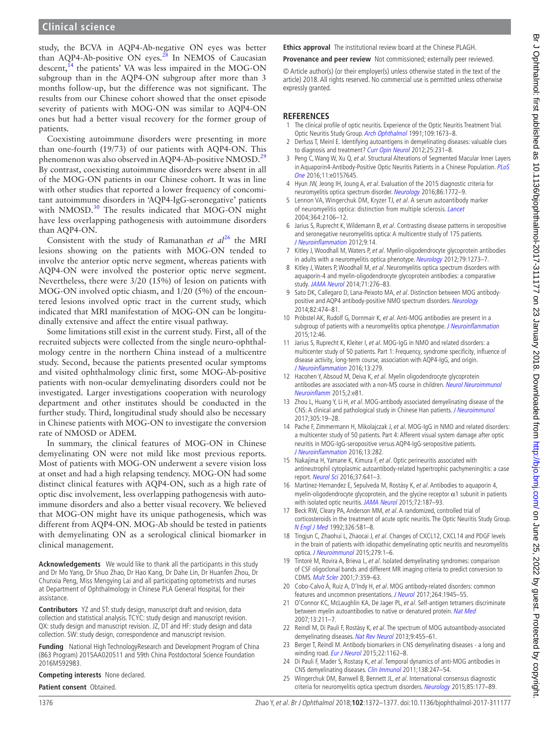study, the BCVA in AQP4-Ab-negative ON eyes was better than AQP4-Ab-positive ON eyes.[28] In NEMOS of Caucasian descent,[14] the patients' VA was less impaired in the MOG-ON subgroup than in the AQP4-ON subgroup after more than 3 months follow-up, but the difference was not significant. The results from our Chinese cohort showed that the onset episode severity of patients with MOG-ON was similar to AQP4-ON ones but had a better visual recovery for the former group of patients.

Coexisting autoimmune disorders were presenting in more than one-fourth (19/73) of our patients with AQP4-ON. This phenomenon was also observed in AQP4-Ab-positive NMOSD.[29] By contrast, coexisting autoimmune disorders were absent in all of the MOG-ON patients in our Chinese cohort. It was in line with other studies that reported a lower frequency of concomitant autoimmune disorders in 'AQP4-IgG-seronegative' patients with NMOSD.[30] The results indicated that MOG-ON might have less overlapping pathogenesis with autoimmune disorders than AQP4-ON.

Consistent with the study of Ramanathan *et al*[26] the MRI lesions showing on the patients with MOG-ON tended to involve the anterior optic nerve segment, whereas patients with AQP4-ON were involved the posterior optic nerve segment. Nevertheless, there were 3/20 (15%) of lesion on patients with MOG-ON involved optic chiasm, and 1/20 (5%) of the encountered lesions involved optic tract in the current study, which indicated that MRI manifestation of MOG-ON can be longitudinally extensive and affect the entire visual pathway.

Some limitations still exist in the current study. First, all of the recruited subjects were collected from the single neuro-ophthalmology centre in the northern China instead of a multicentre study. Second, because the patients presented ocular symptoms and visited ophthalmology clinic first, some MOG-Ab-positive patients with non-ocular demyelinating disorders could not be investigated. Larger investigations cooperation with neurology department and other institutes should be conducted in the further study. Third, longitudinal study should also be necessary in Chinese patients with MOG-ON to investigate the conversion rate of NMOSD or ADEM.

In summary, the clinical features of MOG-ON in Chinese demyelinating ON were not mild like most previous reports. Most of patients with MOG-ON underwent a severe vision loss at onset and had a high relapsing tendency. MOG-ON had some distinct clinical features with AQP4-ON, such as a high rate of optic disc involvement, less overlapping pathogenesis with autoimmune disorders and also a better visual recovery. We believed that MOG-ON might have its unique pathogenesis, which was different from AQP4-ON. MOG-Ab should be tested in patients with demyelinating ON as a serological clinical biomarker in clinical management.

**Acknowledgements** We would like to thank all the participants in this study and Dr Mo Yang, Dr Shuo Zhao, Dr Hao Kang, Dr Dahe Lin, Dr Huanfen Zhou, Dr Chunxia Peng, Miss Mengying Lai and all participating optometrists and nurses at Department of Ophthalmology in Chinese PLA General Hospital, for their assistance.

**Contributors** YZ and ST: study design, manuscript draft and revision, data collection and statistical analysis. TCYC: study design and manuscript revision. QX: study design and manuscript revision. JZ, DT and HF: study design and data collection. SW: study design, correspondence and manuscript revision.

**Funding** National High TechnologyResearch and Development Program of China (863 Program) 2015AA020511 and 59th China Postdoctoral Science Foundation 2016M592983.

**Competing interests** None declared.

**Patient consent** Obtained.

**Ethics approval** The institutional review board at the Chinese PLAGH.

**Provenance and peer review** Not commissioned; externally peer reviewed.

© Article author(s) (or their employer(s) unless otherwise stated in the text of the article) 2018. All rights reserved. No commercial use is permitted unless otherwise expressly granted.

## REFERENCES

1. The clinical profile of optic neuritis. Experience of the Optic Neuritis Treatment Trial. Optic Neuritis Study Group. *Arch Ophthalmol* 1991;109:1673–8.
2. Derfuss T, Meinl E. Identifying autoantigens in demyelinating diseases: valuable clues to diagnosis and treatment? *Curr Opin Neurol* 2012;25:231–8.
3. Peng C, Wang W, Xu Q, *et al*. Structural Alterations of Segmented Macular Inner Layers in Aquaporin4-Antibody-Positive Optic Neuritis Patients in a Chinese Population. *PLoS One* 2016;11:e0157645.
4. Hyun JW, Jeong IH, Joung A, *et al*. Evaluation of the 2015 diagnostic criteria for neuromyelitis optica spectrum disorder. *Neurology* 2016;86:1772–9.
5. Lennon VA, Wingerchuk DM, Kryzer TJ, *et al*. A serum autoantibody marker of neuromyelitis optica: distinction from multiple sclerosis. *Lancet* 2004;364:2106–12.
6. Jarius S, Ruprecht K, Wildemann B, *et al*. Contrasting disease patterns in seropositive and seronegative neuromyelitis optica: A multicentre study of 175 patients. *J Neuroinflammation* 2012;9:14.
7. Kitley J, Woodhall M, Waters P, *et al*. Myelin-oligodendrocyte glycoprotein antibodies in adults with a neuromyelitis optica phenotype. *Neurology* 2012;79:1273–7.
8. Kitley J, Waters P, Woodhall M, *et al*. Neuromyelitis optica spectrum disorders with aquaporin-4 and myelin-oligodendrocyte glycoprotein antibodies: a comparative study. *JAMA Neurol* 2014;71:276–83.
9. Sato DK, Callegaro D, Lana-Peixoto MA, *et al*. Distinction between MOG antibody-positive and AQP4 antibody-positive NMO spectrum disorders. *Neurology* 2014;82:474–81.
10. Pröbstel AK, Rudolf G, Dornmair K, *et al*. Anti-MOG antibodies are present in a subgroup of patients with a neuromyelitis optica phenotype. *J Neuroinflammation* 2015;12:46.
11. Jarius S, Ruprecht K, Kleiter I, *et al*. MOG-IgG in NMO and related disorders: a multicenter study of 50 patients. Part 1: Frequency, syndrome specificity, influence of disease activity, long-term course, association with AQP4-IgG, and origin. *J Neuroinflammation* 2016;13:279.
12. Hacohen Y, Absoud M, Deiva K, *et al*. Myelin oligodendrocyte glycoprotein antibodies are associated with a non-MS course in children. *Neurol Neuroimmunol Neuroinflamm* 2015;2:e81.
13. Zhou L, Huang Y, Li H, *et al*. MOG-antibody associated demyelinating disease of the CNS: A clinical and pathological study in Chinese Han patients. *J Neuroimmunol* 2017;305:19–28.
14. Pache F, Zimmermann H, Mikolajczak J, *et al*. MOG-IgG in NMO and related disorders: a multicenter study of 50 patients. Part 4: Afferent visual system damage after optic neuritis in MOG-IgG-seropositive versus AQP4-IgG-seropositive patients. *J Neuroinflammation* 2016;13:282.
15. Nakajima H, Yamane K, Kimura F, *et al*. Optic perineuritis associated with antineutrophil cytoplasmic autoantibody-related hypertrophic pachymeningitis: a case report. *Neurol Sci* 2016;37:641–3.
16. Martinez-Hernandez E, Sepulveda M, Rostásy K, *et al*. Antibodies to aquaporin 4, myelin-oligodendrocyte glycoprotein, and the glycine receptor α1 subunit in patients with isolated optic neuritis. *JAMA Neurol* 2015;72:187–93.
17. Beck RW, Cleary PA, Anderson MM, *et al*. A randomized, controlled trial of corticosteroids in the treatment of acute optic neuritis. The Optic Neuritis Study Group. *N Engl J Med* 1992;326:581–8.
18. Tingjun C, Zhaohui L, Zhaocai J, *et al*. Changes of CXCL12, CXCL14 and PDGF levels in the brain of patients with idiopathic demyelinating optic neuritis and neuromyelitis optica. *J Neuroimmunol* 2015;279:1–6.
19. Tintoré M, Rovira A, Brieva L, *et al*. Isolated demyelinating syndromes: comparison of CSF oligoclonal bands and different MR imaging criteria to predict conversion to CDMS. *Mult Scler* 2001;7:359–63.
20. Cobo-Calvo Á, Ruiz A, D'Indy H, *et al*. MOG antibody-related disorders: common features and uncommon presentations. *J Neurol* 2017;264:1945–55.
21. O'Connor KC, McLaughlin KA, De Jager PL, *et al*. Self-antigen tetramers discriminate between myelin autoantibodies to native or denatured protein. *Nat Med* 2007;13:211–7.
22. Reindl M, Di Pauli F, Rostásy K, *et al*. The spectrum of MOG autoantibody-associated demyelinating diseases. *Nat Rev Neurol* 2013;9:455–61.
23. Berger T, Reindl M. Antibody biomarkers in CNS demyelinating diseases - a long and winding road. *Eur J Neurol* 2015;22:1162–8.
24. Di Pauli F, Mader S, Rostasy K, *et al*. Temporal dynamics of anti-MOG antibodies in CNS demyelinating diseases. *Clin Immunol* 2011;138:247–54.
25. Wingerchuk DM, Banwell B, Bennett JL, *et al*. International consensus diagnostic criteria for neuromyelitis optica spectrum disorders. *Neurology* 2015;85:177–89.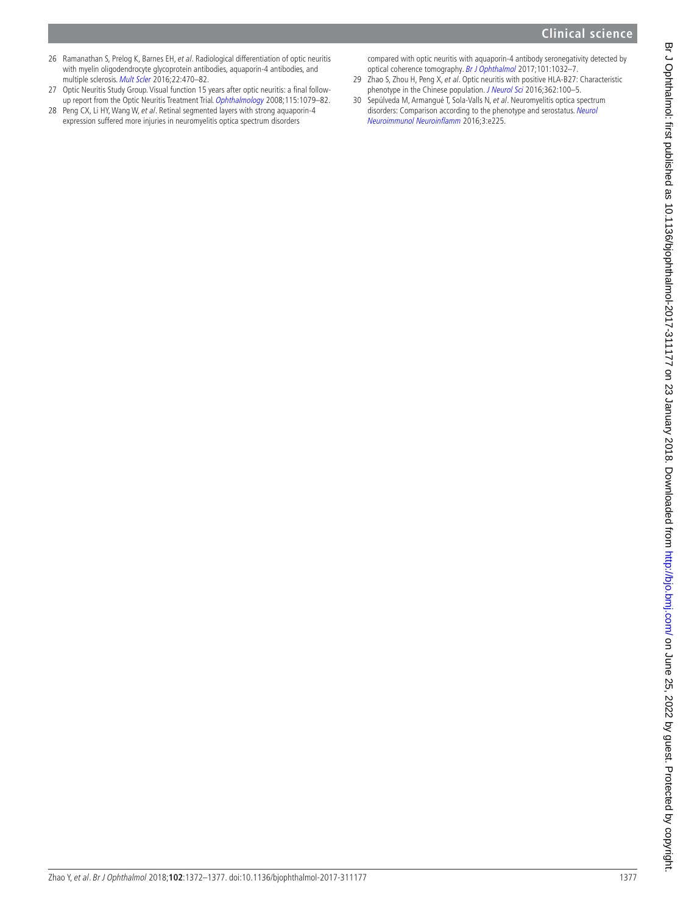26 Ramanathan S, Prelog K, Barnes EH, *et al*. Radiological differentiation of optic neuritis with myelin oligodendrocyte glycoprotein antibodies, aquaporin-4 antibodies, and multiple sclerosis. *Mult Scler* 2016;22:470–82.

27 Optic Neuritis Study Group. Visual function 15 years after optic neuritis: a final follow-up report from the Optic Neuritis Treatment Trial. *Ophthalmology* 2008;115:1079–82.

28 Peng CX, Li HY, Wang W, *et al*. Retinal segmented layers with strong aquaporin-4 expression suffered more injuries in neuromyelitis optica spectrum disorders compared with optic neuritis with aquaporin-4 antibody seronegativity detected by optical coherence tomography. *Br J Ophthalmol* 2017;101:1032–7.

29 Zhao S, Zhou H, Peng X, *et al*. Optic neuritis with positive HLA-B27: Characteristic phenotype in the Chinese population. *J Neurol Sci* 2016;362:100–5.

30 Sepúlveda M, Armangué T, Sola-Valls N, *et al*. Neuromyelitis optica spectrum disorders: Comparison according to the phenotype and serostatus. *Neurol Neuroimmunol Neuroinflamm* 2016;3:e225.